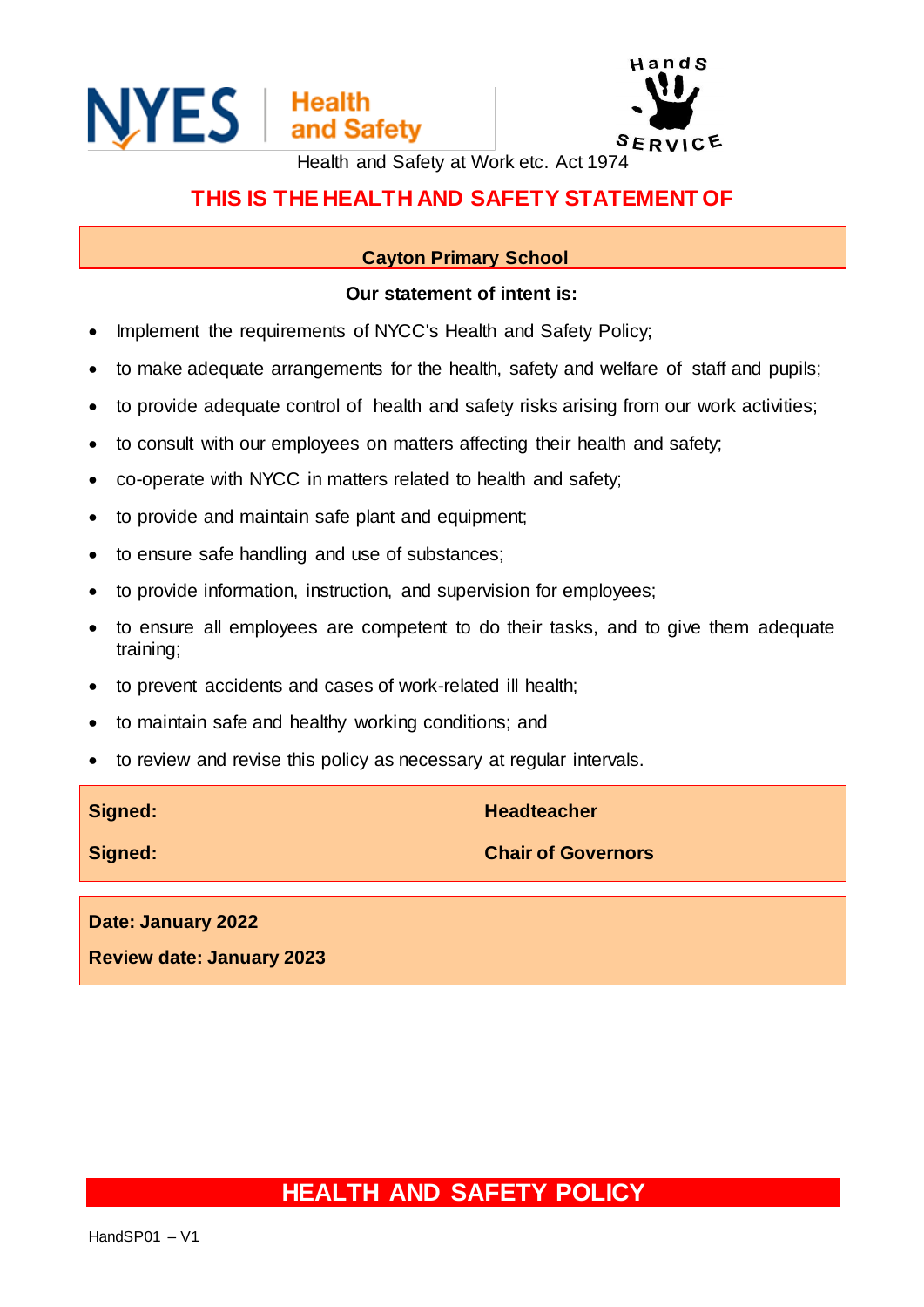NYES | Health and Safety

Hands SERVICE

Health and Safety at Work etc. Act 1974

## THIS IS THE HEALTH AND SAFETY STATEMENT OF

**Cayton Primary School**

**Our statement of intent is:**

- Implement the requirements of NYCC's Health and Safety Policy;
- to make adequate arrangements for the health, safety and welfare of staff and pupils;
- to provide adequate control of health and safety risks arising from our work activities;
- to consult with our employees on matters affecting their health and safety;
- co-operate with NYCC in matters related to health and safety;
- to provide and maintain safe plant and equipment;
- to ensure safe handling and use of substances;
- to provide information, instruction, and supervision for employees;
- to ensure all employees are competent to do their tasks, and to give them adequate training;
- to prevent accidents and cases of work-related ill health;
- to maintain safe and healthy working conditions; and
- to review and revise this policy as necessary at regular intervals.

| | |
|---|---|
| **Signed:** | **Headteacher** |
| **Signed:** | **Chair of Governors** |

**Date: January 2022**

**Review date: January 2023**

## HEALTH AND SAFETY POLICY

HandSP01 – V1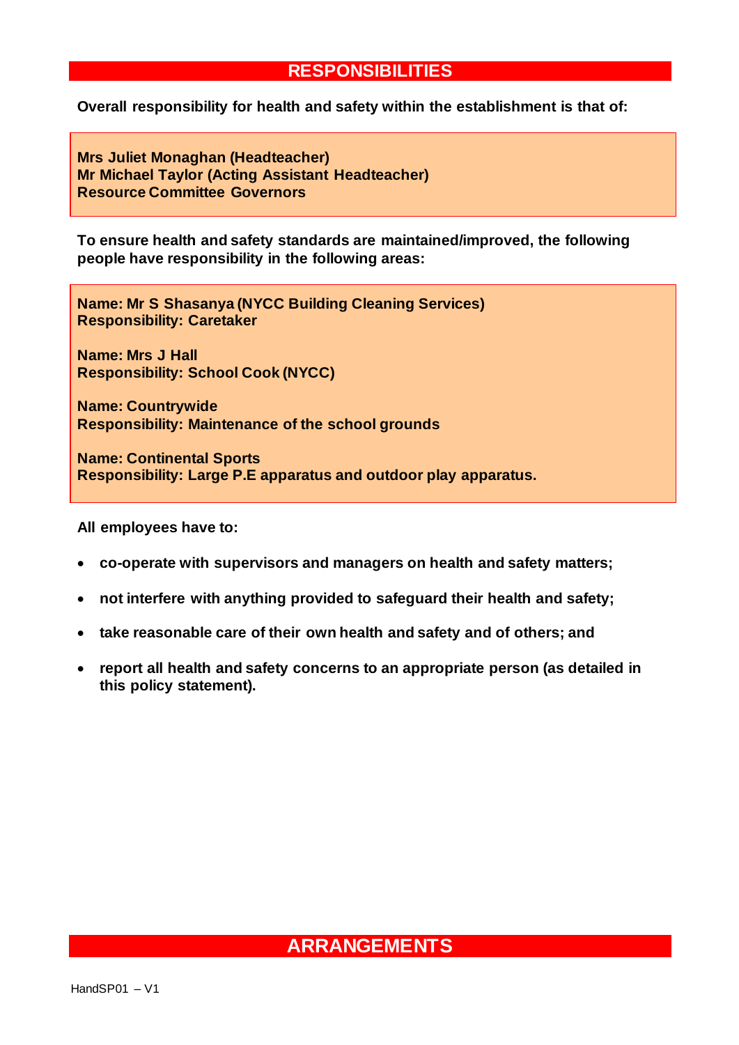## RESPONSIBILITIES

**Overall responsibility for health and safety within the establishment is that of:**

**Mrs Juliet Monaghan (Headteacher)**
**Mr Michael Taylor (Acting Assistant Headteacher)**
**Resource Committee Governors**

**To ensure health and safety standards are maintained/improved, the following people have responsibility in the following areas:**

**Name: Mr S Shasanya (NYCC Building Cleaning Services)**
**Responsibility: Caretaker**

**Name: Mrs J Hall**
**Responsibility: School Cook (NYCC)**

**Name: Countrywide**
**Responsibility: Maintenance of the school grounds**

**Name: Continental Sports**
**Responsibility: Large P.E apparatus and outdoor play apparatus.**

**All employees have to:**

- **co-operate with supervisors and managers on health and safety matters;**
- **not interfere with anything provided to safeguard their health and safety;**
- **take reasonable care of their own health and safety and of others; and**
- **report all health and safety concerns to an appropriate person (as detailed in this policy statement).**

## ARRANGEMENTS

HandSP01 – V1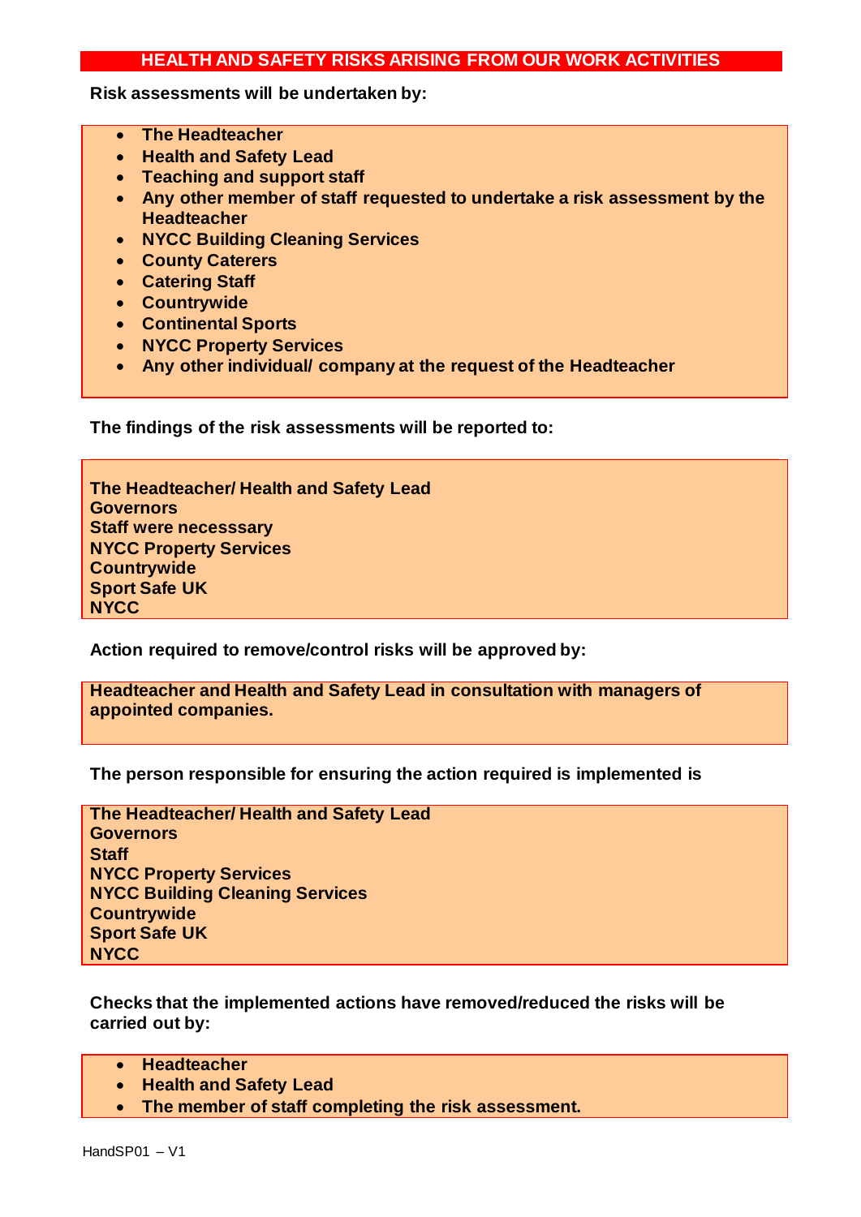## HEALTH AND SAFETY RISKS ARISING FROM OUR WORK ACTIVITIES

**Risk assessments will be undertaken by:**

- **The Headteacher**
- **Health and Safety Lead**
- **Teaching and support staff**
- **Any other member of staff requested to undertake a risk assessment by the Headteacher**
- **NYCC Building Cleaning Services**
- **County Caterers**
- **Catering Staff**
- **Countrywide**
- **Continental Sports**
- **NYCC Property Services**
- **Any other individual/ company at the request of the Headteacher**

**The findings of the risk assessments will be reported to:**

**The Headteacher/ Health and Safety Lead**
**Governors**
**Staff were necesssary**
**NYCC Property Services**
**Countrywide**
**Sport Safe UK**
**NYCC**

**Action required to remove/control risks will be approved by:**

**Headteacher and Health and Safety Lead in consultation with managers of appointed companies.**

**The person responsible for ensuring the action required is implemented is**

**The Headteacher/ Health and Safety Lead**
**Governors**
**Staff**
**NYCC Property Services**
**NYCC Building Cleaning Services**
**Countrywide**
**Sport Safe UK**
**NYCC**

**Checks that the implemented actions have removed/reduced the risks will be carried out by:**

- **Headteacher**
- **Health and Safety Lead**
- **The member of staff completing the risk assessment.**

HandSP01 – V1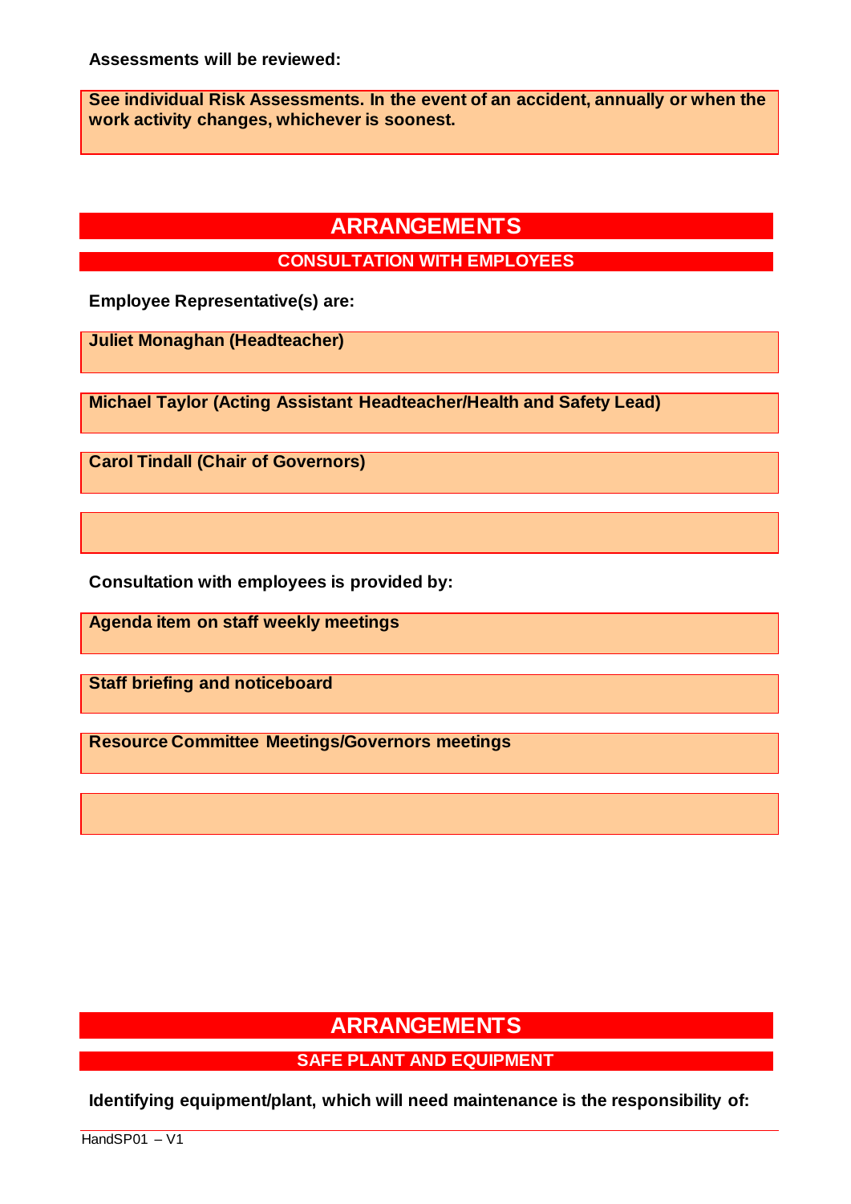**Assessments will be reviewed:**

**See individual Risk Assessments. In the event of an accident, annually or when the work activity changes, whichever is soonest.**

# ARRANGEMENTS

## CONSULTATION WITH EMPLOYEES

**Employee Representative(s) are:**

**Juliet Monaghan (Headteacher)**

**Michael Taylor (Acting Assistant Headteacher/Health and Safety Lead)**

**Carol Tindall (Chair of Governors)**

**Consultation with employees is provided by:**

**Agenda item on staff weekly meetings**

**Staff briefing and noticeboard**

**Resource Committee Meetings/Governors meetings**

# ARRANGEMENTS

## SAFE PLANT AND EQUIPMENT

**Identifying equipment/plant, which will need maintenance is the responsibility of:**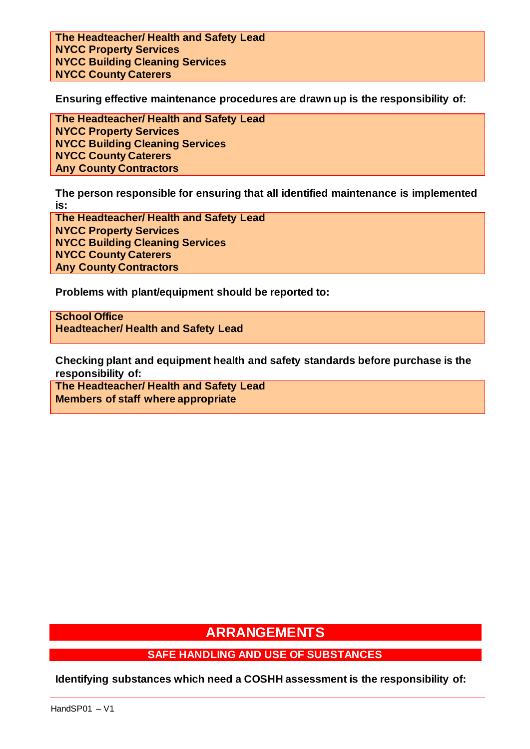**The Headteacher/ Health and Safety Lead**
**NYCC Property Services**
**NYCC Building Cleaning Services**
**NYCC County Caterers**

**Ensuring effective maintenance procedures are drawn up is the responsibility of:**

**The Headteacher/ Health and Safety Lead**
**NYCC Property Services**
**NYCC Building Cleaning Services**
**NYCC County Caterers**
**Any County Contractors**

**The person responsible for ensuring that all identified maintenance is implemented is:**

**The Headteacher/ Health and Safety Lead**
**NYCC Property Services**
**NYCC Building Cleaning Services**
**NYCC County Caterers**
**Any County Contractors**

**Problems with plant/equipment should be reported to:**

**School Office**
**Headteacher/ Health and Safety Lead**

**Checking plant and equipment health and safety standards before purchase is the responsibility of:**

**The Headteacher/ Health and Safety Lead**
**Members of staff where appropriate**

# ARRANGEMENTS

## SAFE HANDLING AND USE OF SUBSTANCES

**Identifying substances which need a COSHH assessment is the responsibility of:**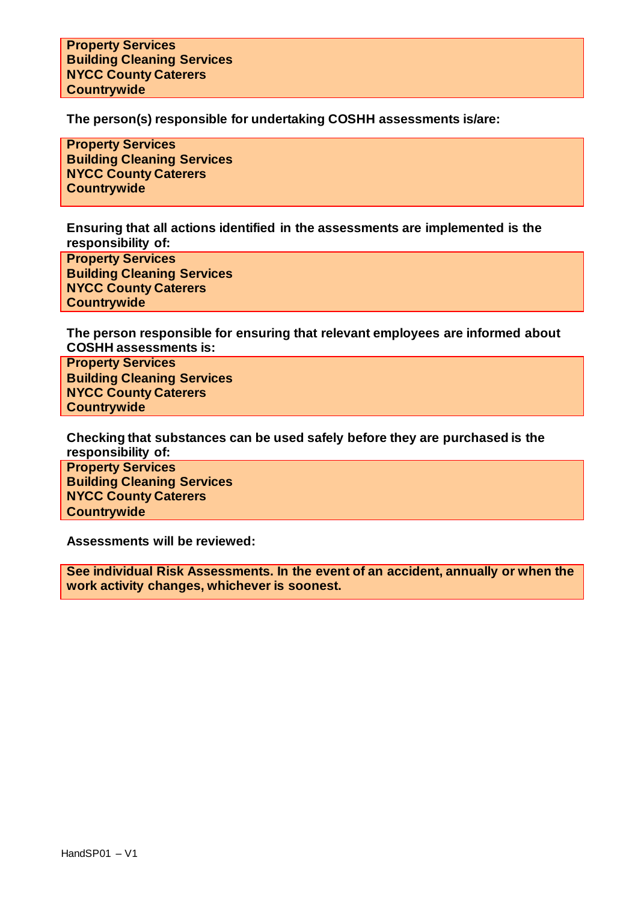**Property Services**
**Building Cleaning Services**
**NYCC County Caterers**
**Countrywide**

**The person(s) responsible for undertaking COSHH assessments is/are:**

**Property Services**
**Building Cleaning Services**
**NYCC County Caterers**
**Countrywide**

**Ensuring that all actions identified in the assessments are implemented is the responsibility of:**

**Property Services**
**Building Cleaning Services**
**NYCC County Caterers**
**Countrywide**

**The person responsible for ensuring that relevant employees are informed about COSHH assessments is:**

**Property Services**
**Building Cleaning Services**
**NYCC County Caterers**
**Countrywide**

**Checking that substances can be used safely before they are purchased is the responsibility of:**

**Property Services**
**Building Cleaning Services**
**NYCC County Caterers**
**Countrywide**

**Assessments will be reviewed:**

**See individual Risk Assessments. In the event of an accident, annually or when the work activity changes, whichever is soonest.**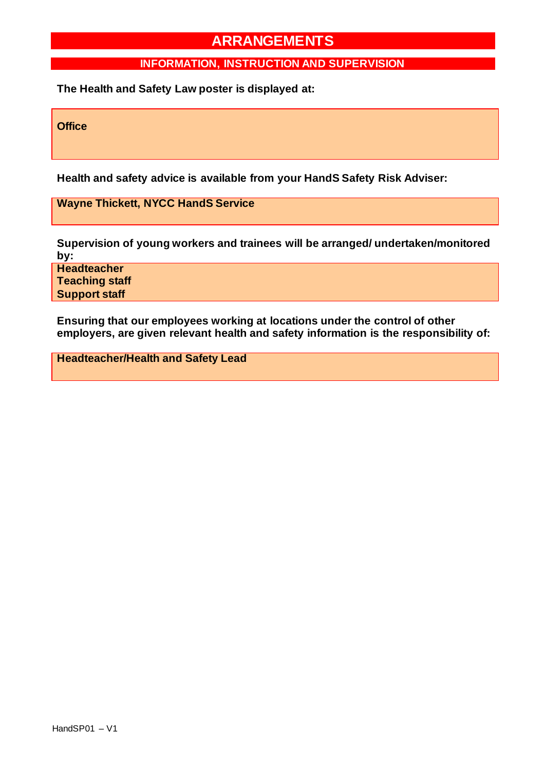# ARRANGEMENTS

## INFORMATION, INSTRUCTION AND SUPERVISION

**The Health and Safety Law poster is displayed at:**

**Office**

**Health and safety advice is available from your HandS Safety Risk Adviser:**

**Wayne Thickett, NYCC HandS Service**

**Supervision of young workers and trainees will be arranged/ undertaken/monitored by:**

**Headteacher**
**Teaching staff**
**Support staff**

**Ensuring that our employees working at locations under the control of other employers, are given relevant health and safety information is the responsibility of:**

**Headteacher/Health and Safety Lead**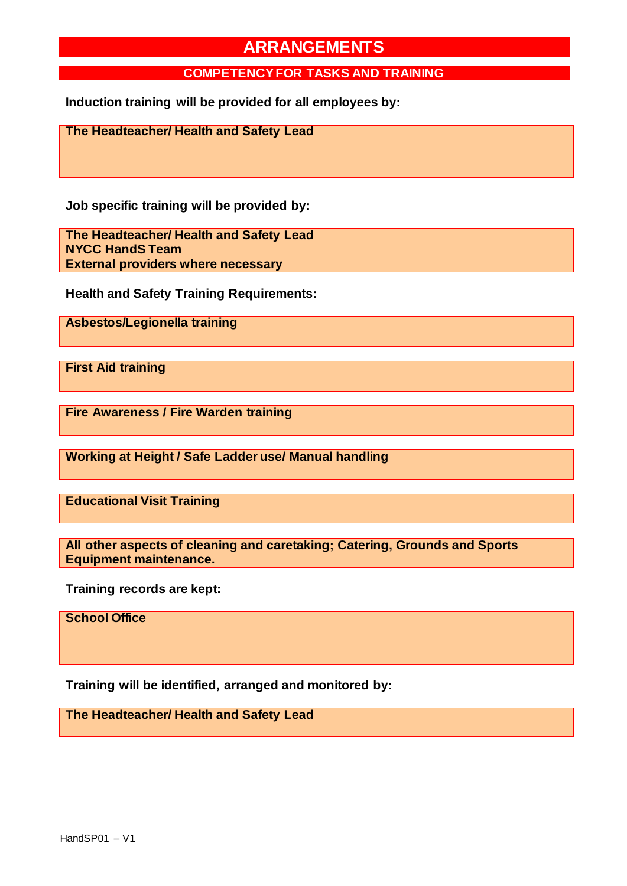# ARRANGEMENTS

## COMPETENCY FOR TASKS AND TRAINING

**Induction training will be provided for all employees by:**

**The Headteacher/ Health and Safety Lead**

**Job specific training will be provided by:**

**The Headteacher/ Health and Safety Lead**
**NYCC HandS Team**
**External providers where necessary**

**Health and Safety Training Requirements:**

**Asbestos/Legionella training**

**First Aid training**

**Fire Awareness / Fire Warden training**

**Working at Height / Safe Ladder use/ Manual handling**

**Educational Visit Training**

**All other aspects of cleaning and caretaking; Catering, Grounds and Sports Equipment maintenance.**

**Training records are kept:**

**School Office**

**Training will be identified, arranged and monitored by:**

**The Headteacher/ Health and Safety Lead**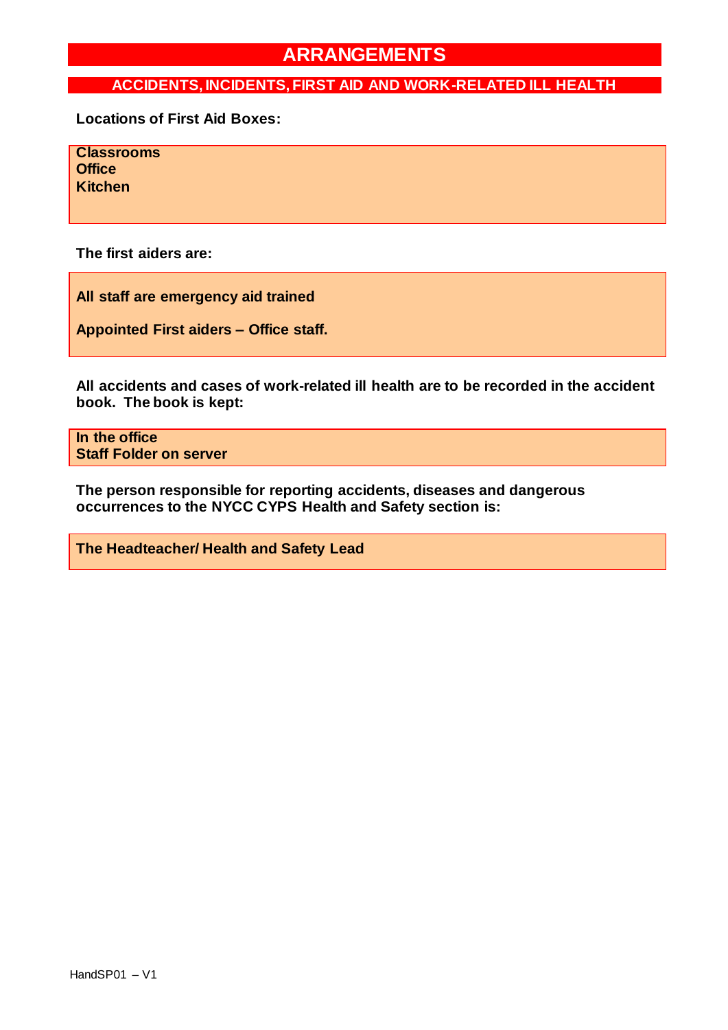# ARRANGEMENTS

## ACCIDENTS, INCIDENTS, FIRST AID AND WORK-RELATED ILL HEALTH

**Locations of First Aid Boxes:**

**Classrooms**
**Office**
**Kitchen**

**The first aiders are:**

**All staff are emergency aid trained**

**Appointed First aiders – Office staff.**

**All accidents and cases of work-related ill health are to be recorded in the accident book. The book is kept:**

**In the office**
**Staff Folder on server**

**The person responsible for reporting accidents, diseases and dangerous occurrences to the NYCC CYPS Health and Safety section is:**

**The Headteacher/ Health and Safety Lead**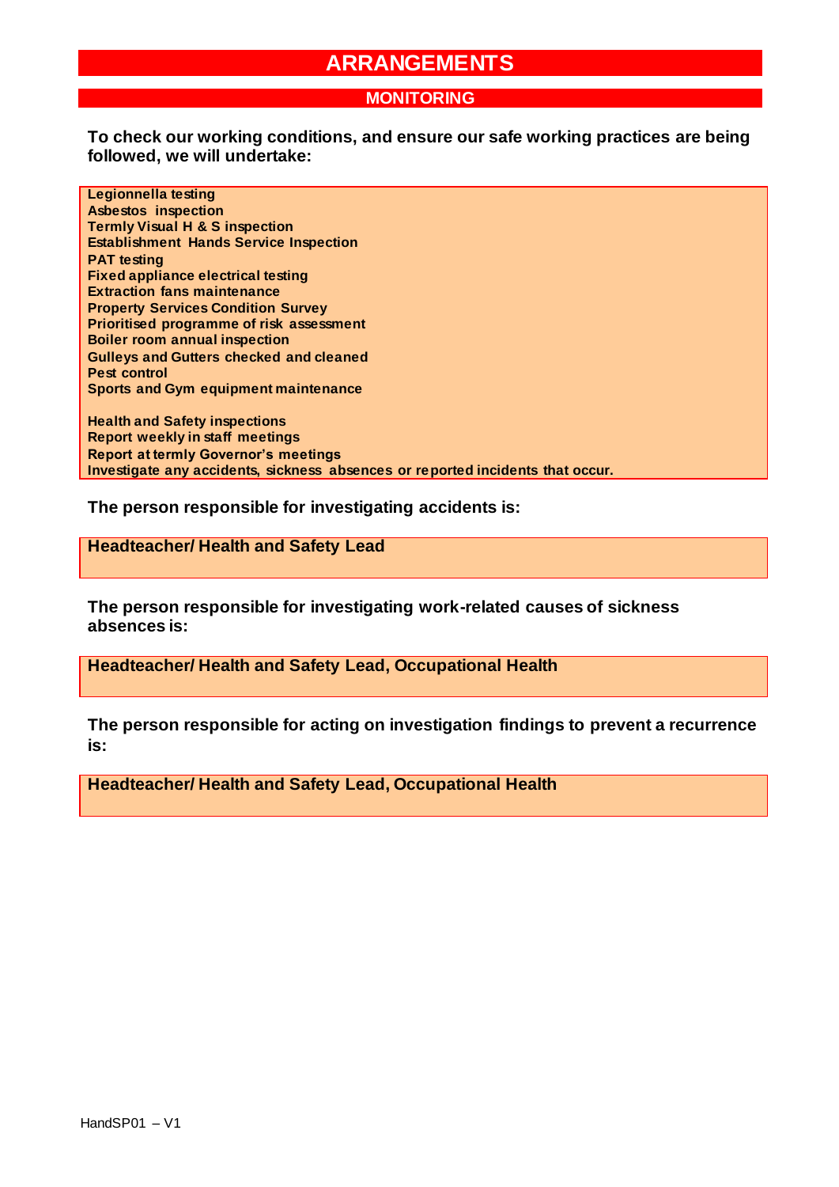# ARRANGEMENTS

## MONITORING

**To check our working conditions, and ensure our safe working practices are being followed, we will undertake:**

**Legionnella testing**
**Asbestos inspection**
**Termly Visual H & S inspection**
**Establishment Hands Service Inspection**
**PAT testing**
**Fixed appliance electrical testing**
**Extraction fans maintenance**
**Property Services Condition Survey**
**Prioritised programme of risk assessment**
**Boiler room annual inspection**
**Gulleys and Gutters checked and cleaned**
**Pest control**
**Sports and Gym equipment maintenance**

**Health and Safety inspections**
**Report weekly in staff meetings**
**Report at termly Governor's meetings**
**Investigate any accidents, sickness absences or reported incidents that occur.**

**The person responsible for investigating accidents is:**

**Headteacher/ Health and Safety Lead**

**The person responsible for investigating work-related causes of sickness absences is:**

**Headteacher/ Health and Safety Lead, Occupational Health**

**The person responsible for acting on investigation findings to prevent a recurrence is:**

**Headteacher/ Health and Safety Lead, Occupational Health**

HandSP01 – V1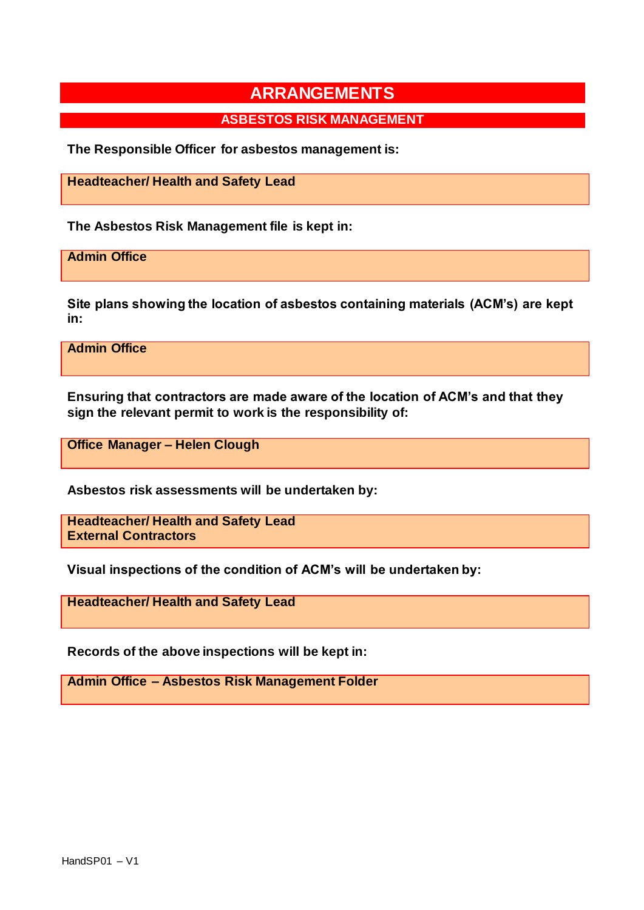# ARRANGEMENTS

## ASBESTOS RISK MANAGEMENT

**The Responsible Officer for asbestos management is:**

**Headteacher/ Health and Safety Lead**

**The Asbestos Risk Management file is kept in:**

**Admin Office**

**Site plans showing the location of asbestos containing materials (ACM's) are kept in:**

**Admin Office**

**Ensuring that contractors are made aware of the location of ACM's and that they sign the relevant permit to work is the responsibility of:**

**Office Manager – Helen Clough**

**Asbestos risk assessments will be undertaken by:**

**Headteacher/ Health and Safety Lead**
**External Contractors**

**Visual inspections of the condition of ACM's will be undertaken by:**

**Headteacher/ Health and Safety Lead**

**Records of the above inspections will be kept in:**

**Admin Office – Asbestos Risk Management Folder**

HandSP01 – V1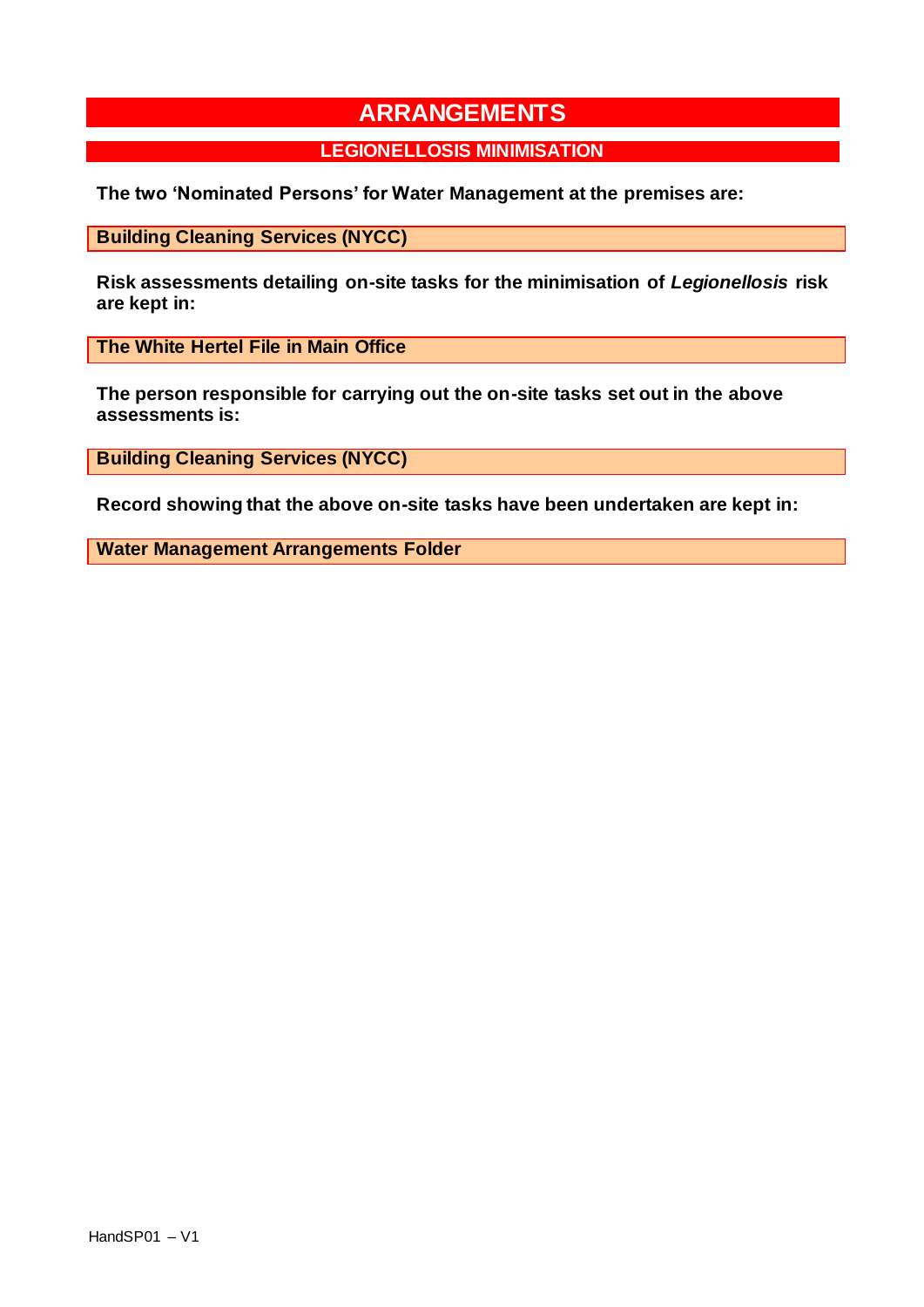# ARRANGEMENTS

## LEGIONELLOSIS MINIMISATION

**The two 'Nominated Persons' for Water Management at the premises are:**

**Building Cleaning Services (NYCC)**

**Risk assessments detailing on-site tasks for the minimisation of *Legionellosis* risk are kept in:**

**The White Hertel File in Main Office**

**The person responsible for carrying out the on-site tasks set out in the above assessments is:**

**Building Cleaning Services (NYCC)**

**Record showing that the above on-site tasks have been undertaken are kept in:**

**Water Management Arrangements Folder**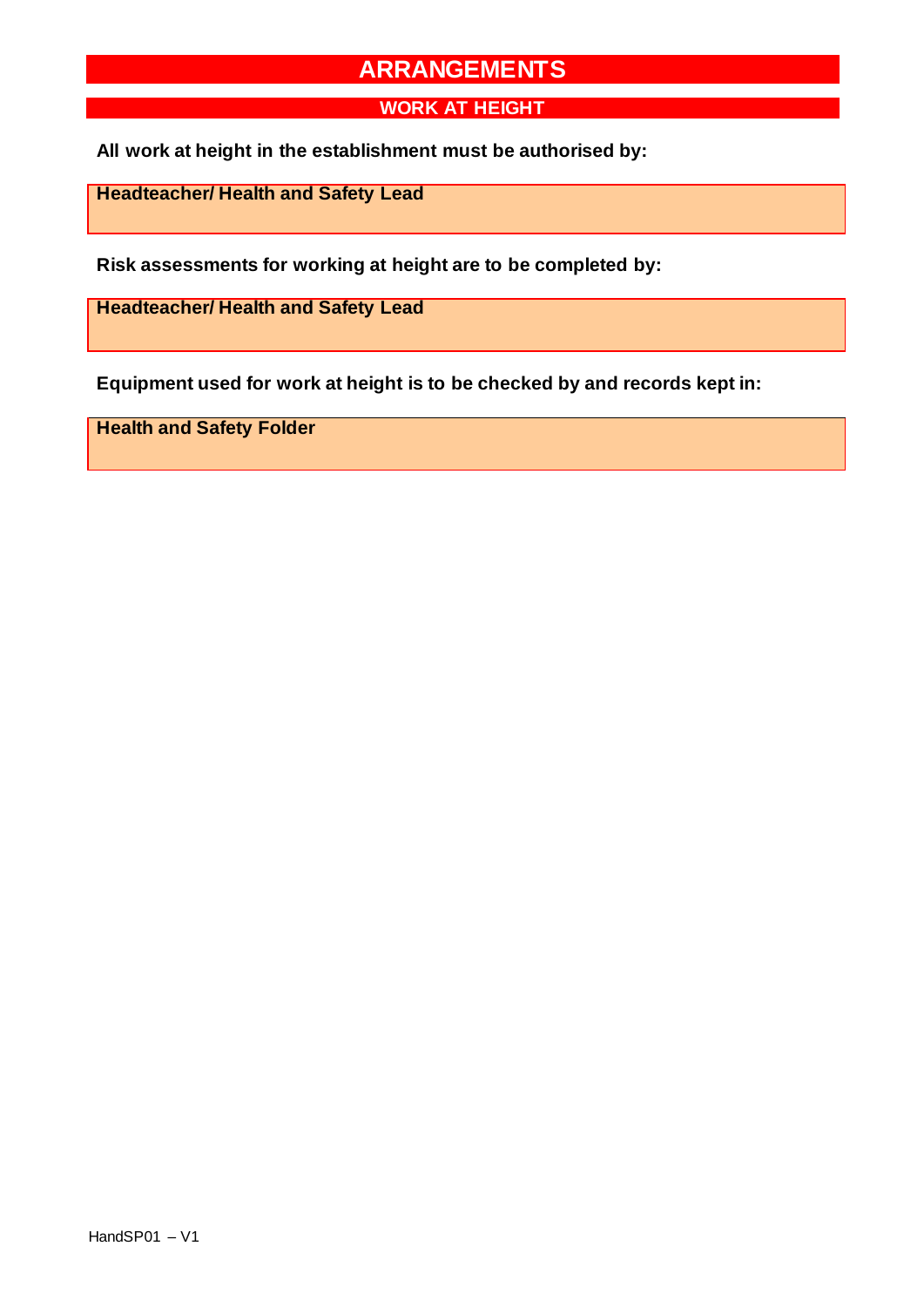# ARRANGEMENTS

## WORK AT HEIGHT

**All work at height in the establishment must be authorised by:**

**Headteacher/ Health and Safety Lead**

**Risk assessments for working at height are to be completed by:**

**Headteacher/ Health and Safety Lead**

**Equipment used for work at height is to be checked by and records kept in:**

**Health and Safety Folder**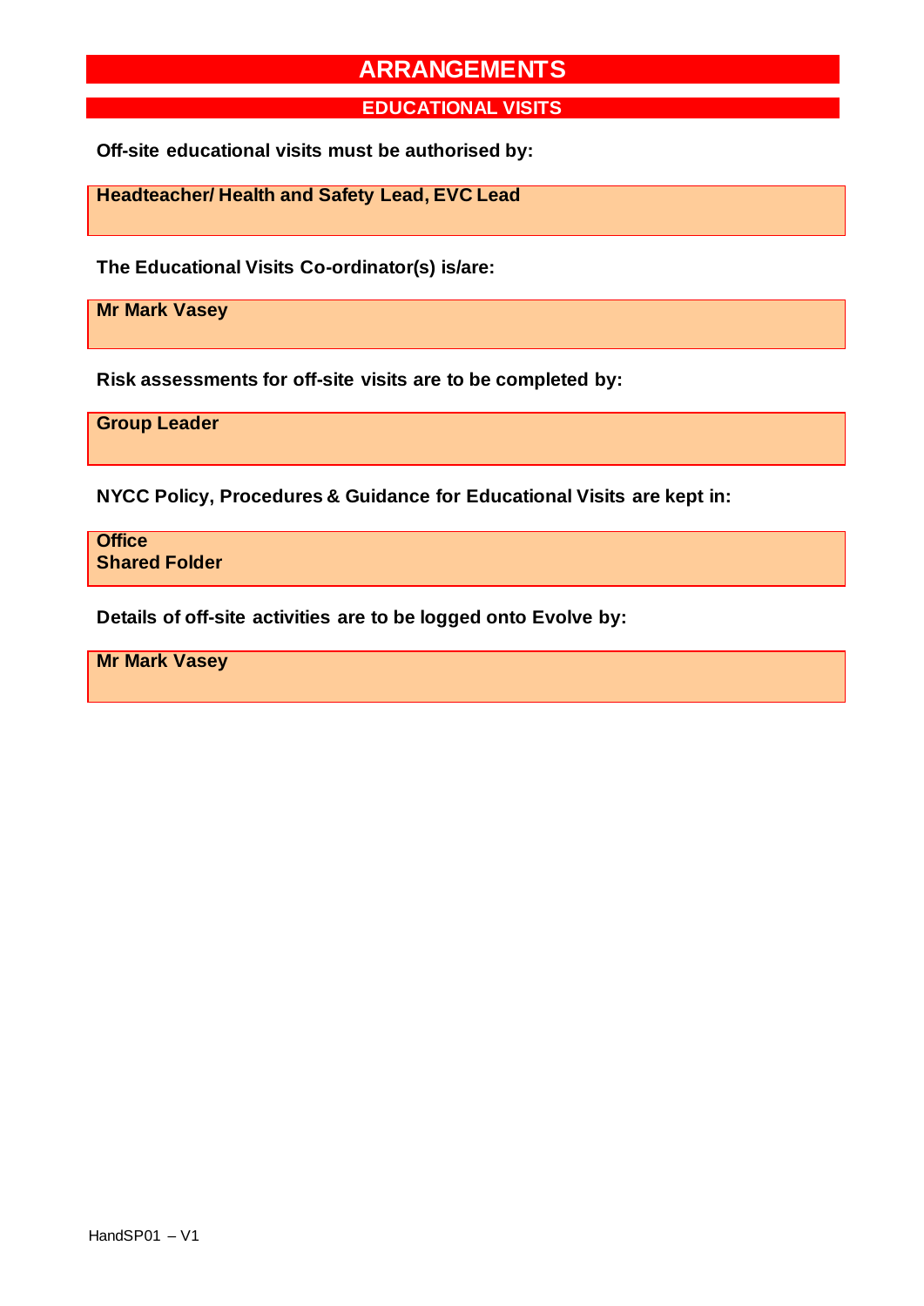# ARRANGEMENTS

## EDUCATIONAL VISITS

**Off-site educational visits must be authorised by:**

**Headteacher/ Health and Safety Lead, EVC Lead**

**The Educational Visits Co-ordinator(s) is/are:**

**Mr Mark Vasey**

**Risk assessments for off-site visits are to be completed by:**

**Group Leader**

**NYCC Policy, Procedures & Guidance for Educational Visits are kept in:**

**Office**
**Shared Folder**

**Details of off-site activities are to be logged onto Evolve by:**

**Mr Mark Vasey**

HandSP01 – V1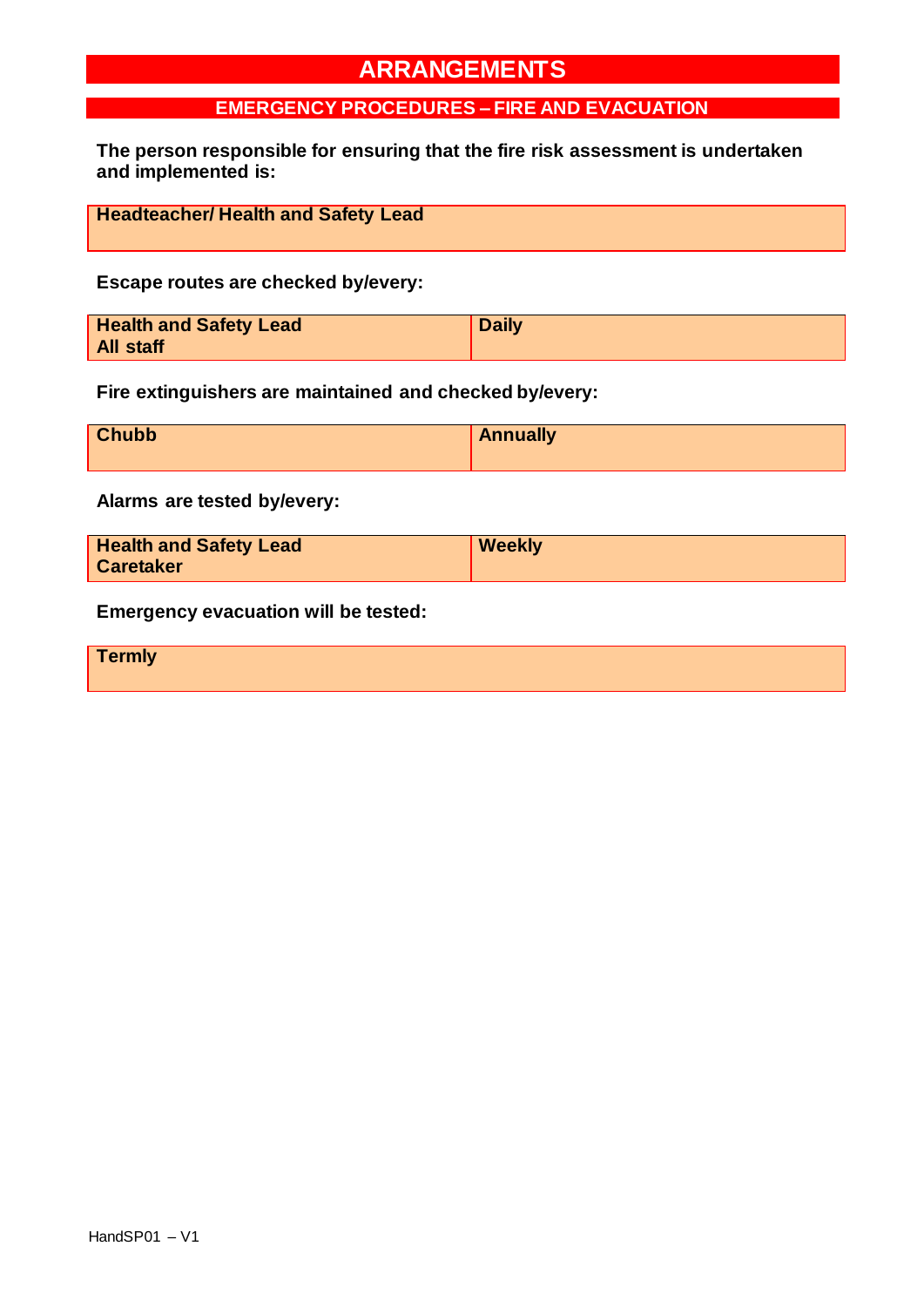# ARRANGEMENTS

## EMERGENCY PROCEDURES – FIRE AND EVACUATION

**The person responsible for ensuring that the fire risk assessment is undertaken and implemented is:**

| **Headteacher/ Health and Safety Lead** |
|---|

**Escape routes are checked by/every:**

| **Health and Safety Lead**<br>**All staff** | **Daily** |
|---|---|

**Fire extinguishers are maintained and checked by/every:**

| **Chubb** | **Annually** |
|---|---|

**Alarms are tested by/every:**

| **Health and Safety Lead**<br>**Caretaker** | **Weekly** |
|---|---|

**Emergency evacuation will be tested:**

| **Termly** |
|---|

HandSP01 – V1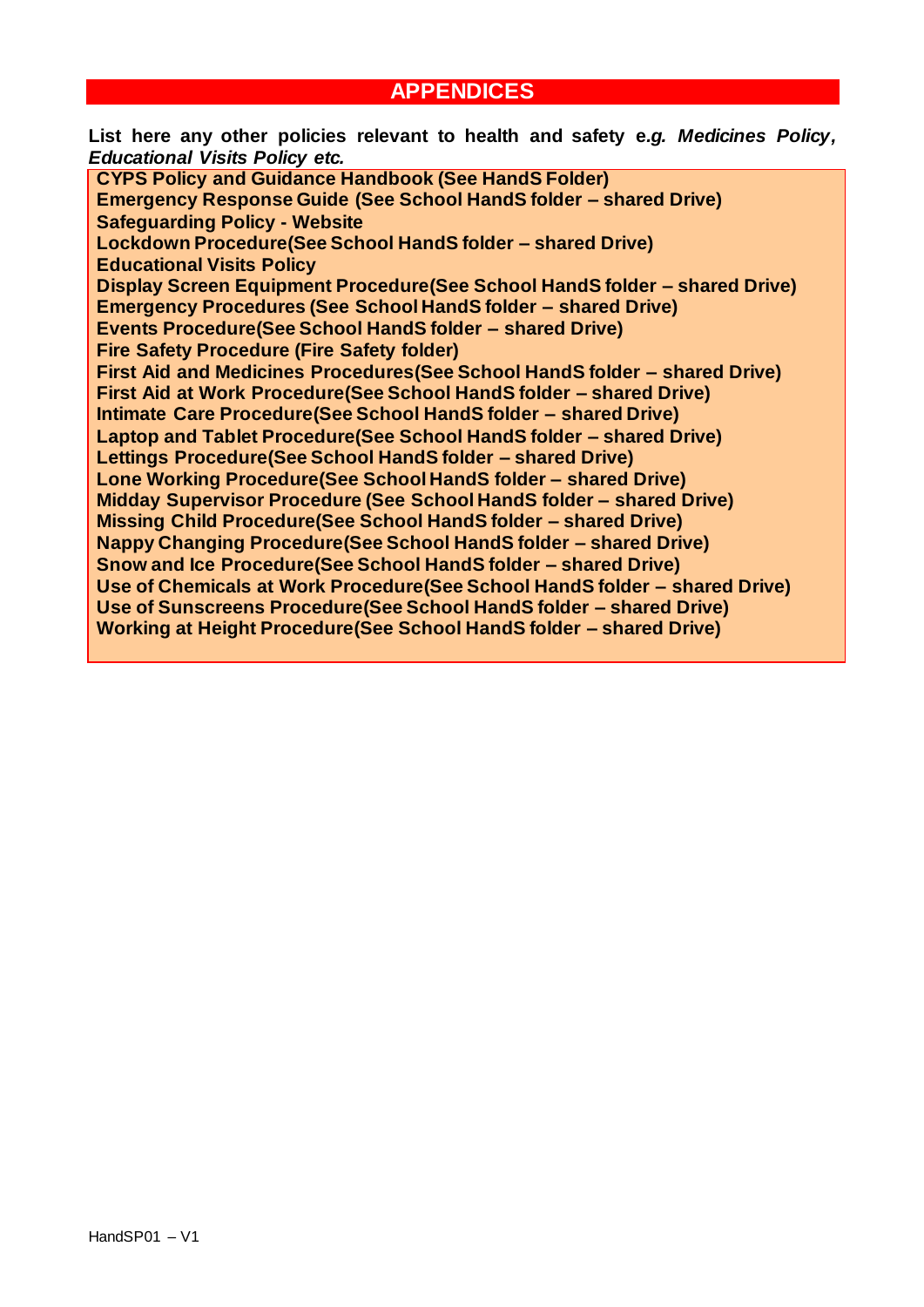# APPENDICES

**List here any other policies relevant to health and safety e*.g. Medicines Policy*, *Educational Visits Policy etc.***

**CYPS Policy and Guidance Handbook (See HandS Folder)**
**Emergency Response Guide (See School HandS folder – shared Drive)**
**Safeguarding Policy - Website**
**Lockdown Procedure(See School HandS folder – shared Drive)**
**Educational Visits Policy**
**Display Screen Equipment Procedure(See School HandS folder – shared Drive)**
**Emergency Procedures (See School HandS folder – shared Drive)**
**Events Procedure(See School HandS folder – shared Drive)**
**Fire Safety Procedure (Fire Safety folder)**
**First Aid and Medicines Procedures(See School HandS folder – shared Drive)**
**First Aid at Work Procedure(See School HandS folder – shared Drive)**
**Intimate Care Procedure(See School HandS folder – shared Drive)**
**Laptop and Tablet Procedure(See School HandS folder – shared Drive)**
**Lettings Procedure(See School HandS folder – shared Drive)**
**Lone Working Procedure(See School HandS folder – shared Drive)**
**Midday Supervisor Procedure (See School HandS folder – shared Drive)**
**Missing Child Procedure(See School HandS folder – shared Drive)**
**Nappy Changing Procedure(See School HandS folder – shared Drive)**
**Snow and Ice Procedure(See School HandS folder – shared Drive)**
**Use of Chemicals at Work Procedure(See School HandS folder – shared Drive)**
**Use of Sunscreens Procedure(See School HandS folder – shared Drive)**
**Working at Height Procedure(See School HandS folder – shared Drive)**